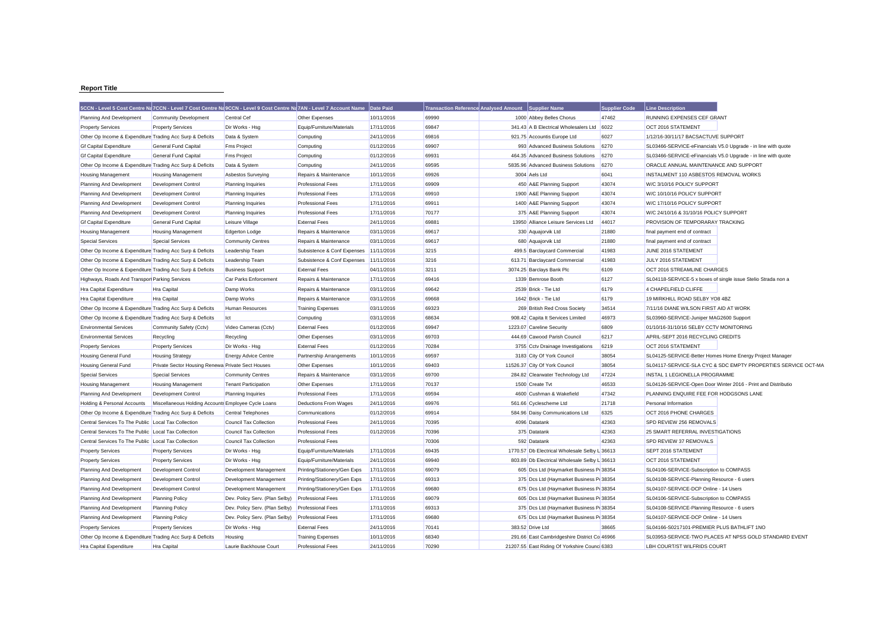**Report Title**

| 5CCN - Level 5 Cost Centre Na | 7CCN - Level 7 Cost Centre Na | 9CCN - Level 9 Cost Centre Na | 7AN - Level 7 Account Name | Date Paid | Transaction Reference | Analysed Amount | Supplier Name | Supplier Code | Line Description |
|---|---|---|---|---|---|---|---|---|---|
| Planning And Development | Community Development | Central Cef | Other Expenses | 10/11/2016 | 69990 | 1000 | Abbey Belles Chorus | 47462 | RUNNING EXPENSES CEF GRANT |
| Property Services | Property Services | Dir Works - Hsg | Equip/Furniture/Materials | 17/11/2016 | 69847 | 341.43 | A B Electrical Wholesalers Ltd | 6022 | OCT 2016 STATEMENT |
| Other Op Income & Expenditure | Trading Acc Surp & Deficits | Data & System | Computing | 24/11/2016 | 69816 | 921.75 | Accountis Europe Ltd | 6027 | 1/12/16-30/11/17 BACSACTUVE SUPPORT |
| Gf Capital Expenditure | General Fund Capital | Fms Project | Computing | 01/12/2016 | 69907 | 993 | Advanced Business Solutions | 6270 | SL03466-SERVICE-eFinancials V5.0 Upgrade - in line with quote |
| Gf Capital Expenditure | General Fund Capital | Fms Project | Computing | 01/12/2016 | 69931 | 464.35 | Advanced Business Solutions | 6270 | SL03466-SERVICE-eFinancials V5.0 Upgrade - in line with quote |
| Other Op Income & Expenditure | Trading Acc Surp & Deficits | Data & System | Computing | 24/11/2016 | 69595 | 5835.96 | Advanced Business Solutions | 6270 | ORACLE ANNUAL MAINTENANCE AND SUPPORT |
| Housing Management | Housing Management | Asbestos Surveying | Repairs & Maintenance | 10/11/2016 | 69926 | 3004 | Aels Ltd | 6041 | INSTALMENT 110 ASBESTOS REMOVAL WORKS |
| Planning And Development | Development Control | Planning Inquiries | Professional Fees | 17/11/2016 | 69909 | 450 | A&E Planning Support | 43074 | W/C 3/10/16 POLICY SUPPORT |
| Planning And Development | Development Control | Planning Inquiries | Professional Fees | 17/11/2016 | 69910 | 1900 | A&E Planning Support | 43074 | W/C 10/10/16 POLICY SUPPORT |
| Planning And Development | Development Control | Planning Inquiries | Professional Fees | 17/11/2016 | 69911 | 1400 | A&E Planning Support | 43074 | W/C 17/10/16 POLICY SUPPORT |
| Planning And Development | Development Control | Planning Inquiries | Professional Fees | 17/11/2016 | 70177 | 375 | A&E Planning Support | 43074 | W/C 24/10/16 & 31/10/16 POLICY SUPPORT |
| Gf Capital Expenditure | General Fund Capital | Leisure Village | External Fees | 24/11/2016 | 69881 | 13950 | Alliance Leisure Services Ltd | 44017 | PROVISION OF TEMPORARAY TRACKING |
| Housing Management | Housing Management | Edgerton Lodge | Repairs & Maintenance | 03/11/2016 | 69617 | 330 | Aquajorvik Ltd | 21880 | final payment end of contract |
| Special Services | Special Services | Community Centres | Repairs & Maintenance | 03/11/2016 | 69617 | 680 | Aquajorvik Ltd | 21880 | final payment end of contract |
| Other Op Income & Expenditure | Trading Acc Surp & Deficits | Leadership Team | Subsistence & Conf Expenses | 11/11/2016 | 3215 | 499.5 | Barclaycard Commercial | 41983 | JUNE 2016 STATEMENT |
| Other Op Income & Expenditure | Trading Acc Surp & Deficits | Leadership Team | Subsistence & Conf Expenses | 11/11/2016 | 3216 | 613.71 | Barclaycard Commercial | 41983 | JULY 2016 STATEMENT |
| Other Op Income & Expenditure | Trading Acc Surp & Deficits | Business Support | External Fees | 04/11/2016 | 3211 | 3074.25 | Barclays Bank Plc | 6109 | OCT 2016 STREAMLINE CHARGES |
| Highways, Roads And Transport | Parking Services | Car Parks Enforcement | Repairs & Maintenance | 17/11/2016 | 69416 | 1339 | Bemrose Booth | 6127 | SL04118-SERVICE-5 x boxes of single issue Stelio Strada non a |
| Hra Capital Expenditure | Hra Capital | Damp Works | Repairs & Maintenance | 03/11/2016 | 69642 | 2539 | Brick - Tie Ltd | 6179 | 4 CHAPELFIELD CLIFFE |
| Hra Capital Expenditure | Hra Capital | Damp Works | Repairs & Maintenance | 03/11/2016 | 69668 | 1642 | Brick - Tie Ltd | 6179 | 19 MIRKHILL ROAD SELBY YO8 4BZ |
| Other Op Income & Expenditure | Trading Acc Surp & Deficits | Human Resources | Training Expenses | 03/11/2016 | 69323 | 269 | British Red Cross Society | 34514 | 7/11/16 DIANE WILSON FIRST AID AT WORK |
| Other Op Income & Expenditure | Trading Acc Surp & Deficits | Ict | Computing | 03/11/2016 | 68634 | 908.42 | Capita It Services Limited | 46973 | SL03960-SERVICE-Juniper MAG2600 Support |
| Environmental Services | Community Safety (Cctv) | Video Cameras (Cctv) | External Fees | 01/12/2016 | 69947 | 1223.07 | Careline Security | 6809 | 01/10/16-31/10/16 SELBY CCTV MONITORING |
| Environmental Services | Recycling | Recycling | Other Expenses | 03/11/2016 | 69703 | 444.69 | Cawood Parish Council | 6217 | APRIL-SEPT 2016 RECYCLING CREDITS |
| Property Services | Property Services | Dir Works - Hsg | External Fees | 01/12/2016 | 70284 | 3755 | Cctv Drainage Investigations | 6219 | OCT 2016 STATEMENT |
| Housing General Fund | Housing Strategy | Energy Advice Centre | Partnership Arrangements | 10/11/2016 | 69597 | 3183 | City Of York Council | 38054 | SL04125-SERVICE-Better Homes Home Energy Project Manager |
| Housing General Fund | Private Sector Housing Renewa | Private Sect Houses | Other Expenses | 10/11/2016 | 69403 | 11526.37 | City Of York Council | 38054 | SL04117-SERVICE-SLA CYC & SDC EMPTY PROPERTIES SERVICE OCT-MA |
| Special Services | Special Services | Community Centres | Repairs & Maintenance | 03/11/2016 | 69700 | 284.82 | Clearwater Technology Ltd | 47224 | INSTAL 1 LEGIONELLA PROGRAMME |
| Housing Management | Housing Management | Tenant Participation | Other Expenses | 17/11/2016 | 70137 | 1500 | Create Tvt | 46533 | SL04126-SERVICE-Open Door Winter 2016 - Print and Distributio |
| Planning And Development | Development Control | Planning Inquiries | Professional Fees | 17/11/2016 | 69594 | 4600 | Cushman & Wakefield | 47342 | PLANNING ENQUIRE FEE FOR HODGSONS LANE |
| Holding & Personal Accounts | Miscellaneous Holding Accounts | Employee Cycle Loans | Deductions From Wages | 24/11/2016 | 69976 | 561.66 | Cyclescheme Ltd | 21718 | Personal Information |
| Other Op Income & Expenditure | Trading Acc Surp & Deficits | Central Telephones | Communications | 01/12/2016 | 69914 | 584.96 | Daisy Communications Ltd | 6325 | OCT 2016 PHONE CHARGES |
| Central Services To The Public | Local Tax Collection | Council Tax Collection | Professional Fees | 24/11/2016 | 70395 | 4096 | Datatank | 42363 | SPD REVIEW 256 REMOVALS |
| Central Services To The Public | Local Tax Collection | Council Tax Collection | Professional Fees | 01/12/2016 | 70396 | 375 | Datatank | 42363 | 25 SMART REFERRAL INVESTIGATIONS |
| Central Services To The Public | Local Tax Collection | Council Tax Collection | Professional Fees | | 70306 | 592 | Datatank | 42363 | SPD REVIEW 37 REMOVALS |
| Property Services | Property Services | Dir Works - Hsg | Equip/Furniture/Materials | 17/11/2016 | 69435 | 1770.57 | Db Electrical Wholesale Selby L | 36613 | SEPT 2016 STATEMENT |
| Property Services | Property Services | Dir Works - Hsg | Equip/Furniture/Materials | 24/11/2016 | 69940 | 803.89 | Db Electrical Wholesale Selby L | 36613 | OCT 2016 STATEMENT |
| Planning And Development | Development Control | Development Management | Printing/Stationery/Gen Exps | 17/11/2016 | 69079 | 605 | Dcs Ltd (Haymarket Business P | 38354 | SL04106-SERVICE-Subscription to COMPASS |
| Planning And Development | Development Control | Development Management | Printing/Stationery/Gen Exps | 17/11/2016 | 69313 | 375 | Dcs Ltd (Haymarket Business P | 38354 | SL04108-SERVICE-Planning Resource - 6 users |
| Planning And Development | Development Control | Development Management | Printing/Stationery/Gen Exps | 17/11/2016 | 69680 | 675 | Dcs Ltd (Haymarket Business P | 38354 | SL04107-SERVICE-DCP Online - 14 Users |
| Planning And Development | Planning Policy | Dev. Policy Serv. (Plan Selby) | Professional Fees | 17/11/2016 | 69079 | 605 | Dcs Ltd (Haymarket Business P | 38354 | SL04106-SERVICE-Subscription to COMPASS |
| Planning And Development | Planning Policy | Dev. Policy Serv. (Plan Selby) | Professional Fees | 17/11/2016 | 69313 | 375 | Dcs Ltd (Haymarket Business P | 38354 | SL04108-SERVICE-Planning Resource - 6 users |
| Planning And Development | Planning Policy | Dev. Policy Serv. (Plan Selby) | Professional Fees | 17/11/2016 | 69680 | 675 | Dcs Ltd (Haymarket Business P | 38354 | SL04107-SERVICE-DCP Online - 14 Users |
| Property Services | Property Services | Dir Works - Hsg | External Fees | 24/11/2016 | 70141 | 383.52 | Drive Ltd | 38665 | SL04166-S0217101-PREMIER PLUS BATHLIFT 1NO |
| Other Op Income & Expenditure | Trading Acc Surp & Deficits | Housing | Training Expenses | 10/11/2016 | 68340 | 291.66 | East Cambridgeshire District Co | 46966 | SL03953-SERVICE-TWO PLACES AT NPSS GOLD STANDARD EVENT |
| Hra Capital Expenditure | Hra Capital | Laurie Backhouse Court | Professional Fees | 24/11/2016 | 70290 | 21207.55 | East Riding Of Yorkshire Counci | 6383 | LBH COURT/ST WILFRIDS COURT |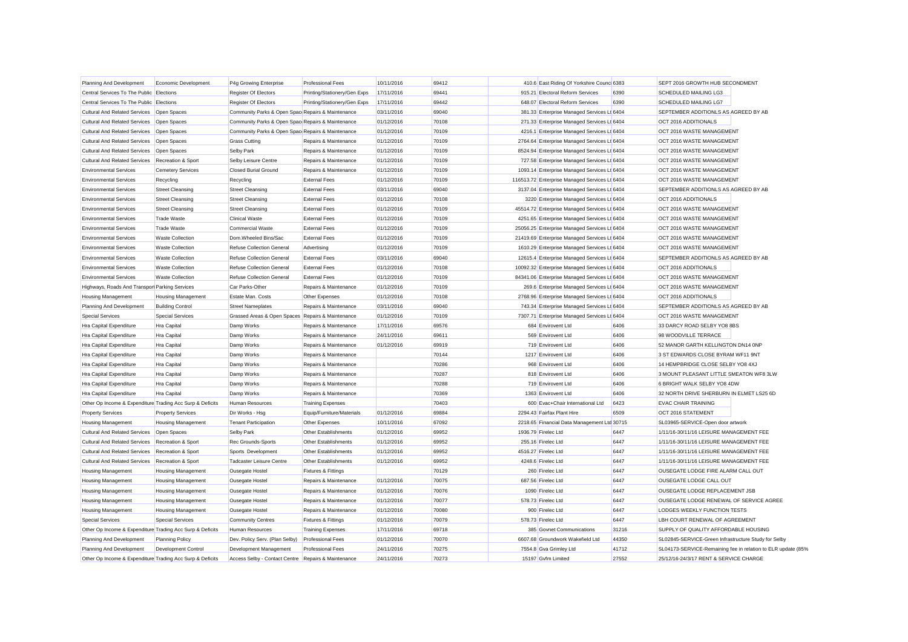| Planning And Development | Economic Development | P4g Growing Enterprise | Professional Fees | 10/11/2016 | 69412 | 410.6 | East Riding Of Yorkshire Counci | 6383 | SEPT 2016 GROWTH HUB SECONDMENT |
|---|---|---|---|---|---|---|---|---|---|
| Central Services To The Public | Elections | Register Of Electors | Printing/Stationery/Gen Exps | 17/11/2016 | 69441 | 915.21 | Electoral Reform Services | 6390 | SCHEDULED MAILING LG3 |
| Central Services To The Public | Elections | Register Of Electors | Printing/Stationery/Gen Exps | 17/11/2016 | 69442 | 648.07 | Electoral Reform Services | 6390 | SCHEDULED MAILING LG7 |
| Cultural And Related Services | Open Spaces | Community Parks & Open Spac | Repairs & Maintenance | 03/11/2016 | 69040 | 381.33 | Enterprise Managed Services Lt | 6404 | SEPTEMBER ADDITIONLS AS AGREED BY AB |
| Cultural And Related Services | Open Spaces | Community Parks & Open Spac | Repairs & Maintenance | 01/12/2016 | 70108 | 271.33 | Enterprise Managed Services Lt | 6404 | OCT 2016 ADDITIONALS |
| Cultural And Related Services | Open Spaces | Community Parks & Open Spac | Repairs & Maintenance | 01/12/2016 | 70109 | 4216.1 | Enterprise Managed Services Lt | 6404 | OCT 2016 WASTE MANAGEMENT |
| Cultural And Related Services | Open Spaces | Grass Cutting | Repairs & Maintenance | 01/12/2016 | 70109 | 2764.64 | Enterprise Managed Services Lt | 6404 | OCT 2016 WASTE MANAGEMENT |
| Cultural And Related Services | Open Spaces | Selby Park | Repairs & Maintenance | 01/12/2016 | 70109 | 8524.94 | Enterprise Managed Services Lt | 6404 | OCT 2016 WASTE MANAGEMENT |
| Cultural And Related Services | Recreation & Sport | Selby Leisure Centre | Repairs & Maintenance | 01/12/2016 | 70109 | 727.58 | Enterprise Managed Services Lt | 6404 | OCT 2016 WASTE MANAGEMENT |
| Environmental Services | Cemetery Services | Closed Burial Ground | Repairs & Maintenance | 01/12/2016 | 70109 | 1093.14 | Enterprise Managed Services Lt | 6404 | OCT 2016 WASTE MANAGEMENT |
| Environmental Services | Recycling | Recycling | External Fees | 01/12/2016 | 70109 | 116513.72 | Enterprise Managed Services Lt | 6404 | OCT 2016 WASTE MANAGEMENT |
| Environmental Services | Street Cleansing | Street Cleansing | External Fees | 03/11/2016 | 69040 | 3137.04 | Enterprise Managed Services Lt | 6404 | SEPTEMBER ADDITIONLS AS AGREED BY AB |
| Environmental Services | Street Cleansing | Street Cleansing | External Fees | 01/12/2016 | 70108 | 3220 | Enterprise Managed Services Lt | 6404 | OCT 2016 ADDITIONALS |
| Environmental Services | Street Cleansing | Street Cleansing | External Fees | 01/12/2016 | 70109 | 45514.72 | Enterprise Managed Services Lt | 6404 | OCT 2016 WASTE MANAGEMENT |
| Environmental Services | Trade Waste | Clinical Waste | External Fees | 01/12/2016 | 70109 | 4251.65 | Enterprise Managed Services Lt | 6404 | OCT 2016 WASTE MANAGEMENT |
| Environmental Services | Trade Waste | Commercial Waste | External Fees | 01/12/2016 | 70109 | 25056.25 | Enterprise Managed Services Lt | 6404 | OCT 2016 WASTE MANAGEMENT |
| Environmental Services | Waste Collection | Dom.Wheeled Bins/Sac | External Fees | 01/12/2016 | 70109 | 21419.69 | Enterprise Managed Services Lt | 6404 | OCT 2016 WASTE MANAGEMENT |
| Environmental Services | Waste Collection | Refuse Collection General | Advertising | 01/12/2016 | 70109 | 1610.29 | Enterprise Managed Services Lt | 6404 | OCT 2016 WASTE MANAGEMENT |
| Environmental Services | Waste Collection | Refuse Collection General | External Fees | 03/11/2016 | 69040 | 12615.4 | Enterprise Managed Services Lt | 6404 | SEPTEMBER ADDITIONLS AS AGREED BY AB |
| Environmental Services | Waste Collection | Refuse Collection General | External Fees | 01/12/2016 | 70108 | 10092.32 | Enterprise Managed Services Lt | 6404 | OCT 2016 ADDITIONALS |
| Environmental Services | Waste Collection | Refuse Collection General | External Fees | 01/12/2016 | 70109 | 84341.06 | Enterprise Managed Services Lt | 6404 | OCT 2016 WASTE MANAGEMENT |
| Highways, Roads And Transport | Parking Services | Car Parks-Other | Repairs & Maintenance | 01/12/2016 | 70109 | 269.6 | Enterprise Managed Services Lt | 6404 | OCT 2016 WASTE MANAGEMENT |
| Housing Management | Housing Management | Estate Man. Costs | Other Expenses | 01/12/2016 | 70108 | 2768.96 | Enterprise Managed Services Lt | 6404 | OCT 2016 ADDITIONALS |
| Planning And Development | Building Control | Street Nameplates | Repairs & Maintenance | 03/11/2016 | 69040 | 743.34 | Enterprise Managed Services Lt | 6404 | SEPTEMBER ADDITIONLS AS AGREED BY AB |
| Special Services | Special Services | Grassed Areas & Open Spaces | Repairs & Maintenance | 01/12/2016 | 70109 | 7307.71 | Enterprise Managed Services Lt | 6404 | OCT 2016 WASTE MANAGEMENT |
| Hra Capital Expenditure | Hra Capital | Damp Works | Repairs & Maintenance | 17/11/2016 | 69576 | 684 | Envirovent Ltd | 6406 | 33 DARCY ROAD SELBY YO8 8BS |
| Hra Capital Expenditure | Hra Capital | Damp Works | Repairs & Maintenance | 24/11/2016 | 69611 | 569 | Envirovent Ltd | 6406 | 98 WOODVILLE TERRACE |
| Hra Capital Expenditure | Hra Capital | Damp Works | Repairs & Maintenance | 01/12/2016 | 69919 | 719 | Envirovent Ltd | 6406 | 52 MANOR GARTH KELLINGTON DN14 0NP |
| Hra Capital Expenditure | Hra Capital | Damp Works | Repairs & Maintenance | | 70144 | 1217 | Envirovent Ltd | 6406 | 3 ST EDWARDS CLOSE BYRAM WF11 9NT |
| Hra Capital Expenditure | Hra Capital | Damp Works | Repairs & Maintenance | | 70286 | 968 | Envirovent Ltd | 6406 | 14 HEMPBRIDGE CLOSE SELBY YO8 4XJ |
| Hra Capital Expenditure | Hra Capital | Damp Works | Repairs & Maintenance | | 70287 | 818 | Envirovent Ltd | 6406 | 3 MOUNT PLEASANT LITTLE SMEATON WF8 3LW |
| Hra Capital Expenditure | Hra Capital | Damp Works | Repairs & Maintenance | | 70288 | 719 | Envirovent Ltd | 6406 | 6 BRIGHT WALK SELBY YO8 4DW |
| Hra Capital Expenditure | Hra Capital | Damp Works | Repairs & Maintenance | | 70369 | 1363 | Envirovent Ltd | 6406 | 32 NORTH DRIVE SHERBURN IN ELMET LS25 6D |
| Other Op Income & Expenditure | Trading Acc Surp & Deficits | Human Resources | Training Expenses | | 70403 | 600 | Evac+Chair International Ltd | 6423 | EVAC CHAIR TRAINING |
| Property Services | Property Services | Dir Works - Hsg | Equip/Furniture/Materials | 01/12/2016 | 69884 | 2294.43 | Fairfax Plant Hire | 6509 | OCT 2016 STATEMENT |
| Housing Management | Housing Management | Tenant Participation | Other Expenses | 10/11/2016 | 67092 | 2218.65 | Financial Data Management Ltd | 30715 | SL03965-SERVICE-Open door artwork |
| Cultural And Related Services | Open Spaces | Selby Park | Other Establishments | 01/12/2016 | 69952 | 1936.79 | Firelec Ltd | 6447 | 1/11/16-30/11/16 LEISURE MANAGEMENT FEE |
| Cultural And Related Services | Recreation & Sport | Rec Grounds-Sports | Other Establishments | 01/12/2016 | 69952 | 255.16 | Firelec Ltd | 6447 | 1/11/16-30/11/16 LEISURE MANAGEMENT FEE |
| Cultural And Related Services | Recreation & Sport | Sports Development | Other Establishments | 01/12/2016 | 69952 | 4516.27 | Firelec Ltd | 6447 | 1/11/16-30/11/16 LEISURE MANAGEMENT FEE |
| Cultural And Related Services | Recreation & Sport | Tadcaster Leisure Centre | Other Establishments | 01/12/2016 | 69952 | 4248.6 | Firelec Ltd | 6447 | 1/11/16-30/11/16 LEISURE MANAGEMENT FEE |
| Housing Management | Housing Management | Ousegate Hostel | Fixtures & Fittings | | 70129 | 260 | Firelec Ltd | 6447 | OUSEGATE LODGE FIRE ALARM CALL OUT |
| Housing Management | Housing Management | Ousegate Hostel | Repairs & Maintenance | 01/12/2016 | 70075 | 687.56 | Firelec Ltd | 6447 | OUSEGATE LODGE CALL OUT |
| Housing Management | Housing Management | Ousegate Hostel | Repairs & Maintenance | 01/12/2016 | 70076 | 1090 | Firelec Ltd | 6447 | OUSEGATE LODGE REPLACEMENT JSB |
| Housing Management | Housing Management | Ousegate Hostel | Repairs & Maintenance | 01/12/2016 | 70077 | 578.73 | Firelec Ltd | 6447 | OUSEGATE LODGE RENEWAL OF SERVICE AGREE |
| Housing Management | Housing Management | Ousegate Hostel | Repairs & Maintenance | 01/12/2016 | 70080 | 900 | Firelec Ltd | 6447 | LODGES WEEKLY FUNCTION TESTS |
| Special Services | Special Services | Community Centres | Fixtures & Fittings | 01/12/2016 | 70079 | 578.73 | Firelec Ltd | 6447 | LBH COURT RENEWAL OF AGREEMENT |
| Other Op Income & Expenditure | Trading Acc Surp & Deficits | Human Resources | Training Expenses | 17/11/2016 | 69718 | 385 | Govnet Communications | 31216 | SUPPLY OF QUALITY AFFORDABLE HOUSING |
| Planning And Development | Planning Policy | Dev. Policy Serv. (Plan Selby) | Professional Fees | 01/12/2016 | 70070 | 6607.68 | Groundwork Wakefield Ltd | 44350 | SL02845-SERVICE-Green Infrastructure Study for Selby |
| Planning And Development | Development Control | Development Management | Professional Fees | 24/11/2016 | 70275 | 7554.8 | Gva Grimley Ltd | 41712 | SL04173-SERVICE-Remaining fee in relation to ELR update (85% |
| Other Op Income & Expenditure | Trading Acc Surp & Deficits | Access Selby - Contact Centre | Repairs & Maintenance | 24/11/2016 | 70273 | 15197 | Gvfm Limited | 27552 | 25/12/16-24/3/17 RENT & SERVICE CHARGE |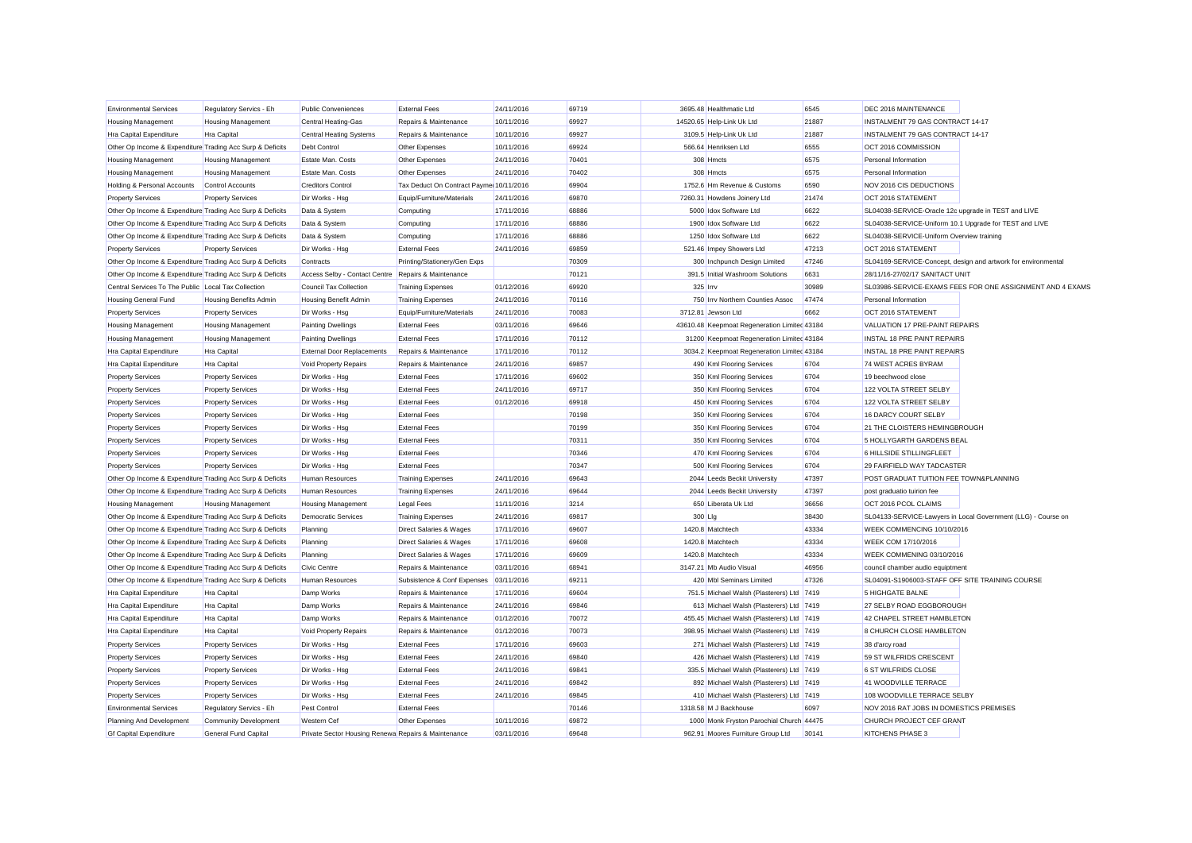| | | | | | | | | | |
|---|---|---|---|---|---|---|---|---|---|
| Environmental Services | Regulatory Servics - Eh | Public Conveniences | External Fees | 24/11/2016 | 69719 | 3695.48 | Healthmatic Ltd | 6545 | DEC 2016 MAINTENANCE |
| Housing Management | Housing Management | Central Heating-Gas | Repairs & Maintenance | 10/11/2016 | 69927 | 14520.65 | Help-Link Uk Ltd | 21887 | INSTALMENT 79 GAS CONTRACT 14-17 |
| Hra Capital Expenditure | Hra Capital | Central Heating Systems | Repairs & Maintenance | 10/11/2016 | 69927 | 3109.5 | Help-Link Uk Ltd | 21887 | INSTALMENT 79 GAS CONTRACT 14-17 |
| Other Op Income & Expenditure | Trading Acc Surp & Deficits | Debt Control | Other Expenses | 10/11/2016 | 69924 | 566.64 | Henriksen Ltd | 6555 | OCT 2016 COMMISSION |
| Housing Management | Housing Management | Estate Man. Costs | Other Expenses | 24/11/2016 | 70401 | 308 | Hmcts | 6575 | Personal Information |
| Housing Management | Housing Management | Estate Man. Costs | Other Expenses | 24/11/2016 | 70402 | 308 | Hmcts | 6575 | Personal Information |
| Holding & Personal Accounts | Control Accounts | Creditors Control | Tax Deduct On Contract Payme | 10/11/2016 | 69904 | 1752.6 | Hm Revenue & Customs | 6590 | NOV 2016 CIS DEDUCTIONS |
| Property Services | Property Services | Dir Works - Hsg | Equip/Furniture/Materials | 24/11/2016 | 69870 | 7260.31 | Howdens Joinery Ltd | 21474 | OCT 2016 STATEMENT |
| Other Op Income & Expenditure | Trading Acc Surp & Deficits | Data & System | Computing | 17/11/2016 | 68886 | 5000 | Idox Software Ltd | 6622 | SL04038-SERVICE-Oracle 12c upgrade in TEST and LIVE |
| Other Op Income & Expenditure | Trading Acc Surp & Deficits | Data & System | Computing | 17/11/2016 | 68886 | 1900 | Idox Software Ltd | 6622 | SL04038-SERVICE-Uniform 10.1 Upgrade for TEST and LIVE |
| Other Op Income & Expenditure | Trading Acc Surp & Deficits | Data & System | Computing | 17/11/2016 | 68886 | 1250 | Idox Software Ltd | 6622 | SL04038-SERVICE-Uniform Overview training |
| Property Services | Property Services | Dir Works - Hsg | External Fees | 24/11/2016 | 69859 | 521.46 | Impey Showers Ltd | 47213 | OCT 2016 STATEMENT |
| Other Op Income & Expenditure | Trading Acc Surp & Deficits | Contracts | Printing/Stationery/Gen Exps | | 70309 | 300 | Inchpunch Design Limited | 47246 | SL04169-SERVICE-Concept, design and artwork for environmental |
| Other Op Income & Expenditure | Trading Acc Surp & Deficits | Access Selby - Contact Centre | Repairs & Maintenance | | 70121 | 391.5 | Initial Washroom Solutions | 6631 | 28/11/16-27/02/17 SANITACT UNIT |
| Central Services To The Public | Local Tax Collection | Council Tax Collection | Training Expenses | 01/12/2016 | 69920 | 325 | Irrv | 30989 | SL03986-SERVICE-EXAMS FEES FOR ONE ASSIGNMENT AND 4 EXAMS |
| Housing General Fund | Housing Benefits Admin | Housing Benefit Admin | Training Expenses | 24/11/2016 | 70116 | 750 | Irrv Northern Counties Assoc | 47474 | Personal Information |
| Property Services | Property Services | Dir Works - Hsg | Equip/Furniture/Materials | 24/11/2016 | 70083 | 3712.81 | Jewson Ltd | 6662 | OCT 2016 STATEMENT |
| Housing Management | Housing Management | Painting Dwellings | External Fees | 03/11/2016 | 69646 | 43610.48 | Keepmoat Regeneration Limited | 43184 | VALUATION 17 PRE-PAINT REPAIRS |
| Housing Management | Housing Management | Painting Dwellings | External Fees | 17/11/2016 | 70112 | 31200 | Keepmoat Regeneration Limited | 43184 | INSTAL 18 PRE PAINT REPAIRS |
| Hra Capital Expenditure | Hra Capital | External Door Replacements | Repairs & Maintenance | 17/11/2016 | 70112 | 3034.2 | Keepmoat Regeneration Limited | 43184 | INSTAL 18 PRE PAINT REPAIRS |
| Hra Capital Expenditure | Hra Capital | Void Property Repairs | Repairs & Maintenance | 24/11/2016 | 69857 | 490 | Kml Flooring Services | 6704 | 74 WEST ACRES BYRAM |
| Property Services | Property Services | Dir Works - Hsg | External Fees | 17/11/2016 | 69602 | 350 | Kml Flooring Services | 6704 | 19 beechwood close |
| Property Services | Property Services | Dir Works - Hsg | External Fees | 24/11/2016 | 69717 | 350 | Kml Flooring Services | 6704 | 122 VOLTA STREET SELBY |
| Property Services | Property Services | Dir Works - Hsg | External Fees | 01/12/2016 | 69918 | 450 | Kml Flooring Services | 6704 | 122 VOLTA STREET SELBY |
| Property Services | Property Services | Dir Works - Hsg | External Fees | | 70198 | 350 | Kml Flooring Services | 6704 | 16 DARCY COURT SELBY |
| Property Services | Property Services | Dir Works - Hsg | External Fees | | 70199 | 350 | Kml Flooring Services | 6704 | 21 THE CLOISTERS HEMINGBROUGH |
| Property Services | Property Services | Dir Works - Hsg | External Fees | | 70311 | 350 | Kml Flooring Services | 6704 | 5 HOLLYGARTH GARDENS BEAL |
| Property Services | Property Services | Dir Works - Hsg | External Fees | | 70346 | 470 | Kml Flooring Services | 6704 | 6 HILLSIDE STILLINGFLEET |
| Property Services | Property Services | Dir Works - Hsg | External Fees | | 70347 | 500 | Kml Flooring Services | 6704 | 29 FAIRFIELD WAY TADCASTER |
| Other Op Income & Expenditure | Trading Acc Surp & Deficits | Human Resources | Training Expenses | 24/11/2016 | 69643 | 2044 | Leeds Beckit University | 47397 | POST GRADUAT TUITION FEE TOWN&PLANNING |
| Other Op Income & Expenditure | Trading Acc Surp & Deficits | Human Resources | Training Expenses | 24/11/2016 | 69644 | 2044 | Leeds Beckit University | 47397 | post graduatio tuirion fee |
| Housing Management | Housing Management | Housing Management | Legal Fees | 11/11/2016 | 3214 | 650 | Liberata Uk Ltd | 36656 | OCT 2016 PCOL CLAIMS |
| Other Op Income & Expenditure | Trading Acc Surp & Deficits | Democratic Services | Training Expenses | 24/11/2016 | 69817 | 300 | Llg | 38430 | SL04133-SERVICE-Lawyers in Local Government (LLG) - Course on |
| Other Op Income & Expenditure | Trading Acc Surp & Deficits | Planning | Direct Salaries & Wages | 17/11/2016 | 69607 | 1420.8 | Matchtech | 43334 | WEEK COMMENCING 10/10/2016 |
| Other Op Income & Expenditure | Trading Acc Surp & Deficits | Planning | Direct Salaries & Wages | 17/11/2016 | 69608 | 1420.8 | Matchtech | 43334 | WEEK COM 17/10/2016 |
| Other Op Income & Expenditure | Trading Acc Surp & Deficits | Planning | Direct Salaries & Wages | 17/11/2016 | 69609 | 1420.8 | Matchtech | 43334 | WEEK COMMENING 03/10/2016 |
| Other Op Income & Expenditure | Trading Acc Surp & Deficits | Civic Centre | Repairs & Maintenance | 03/11/2016 | 68941 | 3147.21 | Mb Audio Visual | 46956 | council chamber audio equiptment |
| Other Op Income & Expenditure | Trading Acc Surp & Deficits | Human Resources | Subsistence & Conf Expenses | 03/11/2016 | 69211 | 420 | Mbl Seminars Limited | 47326 | SL04091-S1906003-STAFF OFF SITE TRAINING COURSE |
| Hra Capital Expenditure | Hra Capital | Damp Works | Repairs & Maintenance | 17/11/2016 | 69604 | 751.5 | Michael Walsh (Plasterers) Ltd | 7419 | 5 HIGHGATE BALNE |
| Hra Capital Expenditure | Hra Capital | Damp Works | Repairs & Maintenance | 24/11/2016 | 69846 | 613 | Michael Walsh (Plasterers) Ltd | 7419 | 27 SELBY ROAD EGGBOROUGH |
| Hra Capital Expenditure | Hra Capital | Damp Works | Repairs & Maintenance | 01/12/2016 | 70072 | 455.45 | Michael Walsh (Plasterers) Ltd | 7419 | 42 CHAPEL STREET HAMBLETON |
| Hra Capital Expenditure | Hra Capital | Void Property Repairs | Repairs & Maintenance | 01/12/2016 | 70073 | 398.95 | Michael Walsh (Plasterers) Ltd | 7419 | 8 CHURCH CLOSE HAMBLETON |
| Property Services | Property Services | Dir Works - Hsg | External Fees | 17/11/2016 | 69603 | 271 | Michael Walsh (Plasterers) Ltd | 7419 | 38 d'arcy road |
| Property Services | Property Services | Dir Works - Hsg | External Fees | 24/11/2016 | 69840 | 426 | Michael Walsh (Plasterers) Ltd | 7419 | 59 ST WILFRIDS CRESCENT |
| Property Services | Property Services | Dir Works - Hsg | External Fees | 24/11/2016 | 69841 | 335.5 | Michael Walsh (Plasterers) Ltd | 7419 | 6 ST WILFRIDS CLOSE |
| Property Services | Property Services | Dir Works - Hsg | External Fees | 24/11/2016 | 69842 | 892 | Michael Walsh (Plasterers) Ltd | 7419 | 41 WOODVILLE TERRACE |
| Property Services | Property Services | Dir Works - Hsg | External Fees | 24/11/2016 | 69845 | 410 | Michael Walsh (Plasterers) Ltd | 7419 | 108 WOODVILLE TERRACE SELBY |
| Environmental Services | Regulatory Servics - Eh | Pest Control | External Fees | | 70146 | 1318.58 | M J Backhouse | 6097 | NOV 2016 RAT JOBS IN DOMESTICS PREMISES |
| Planning And Development | Community Development | Western Cef | Other Expenses | 10/11/2016 | 69872 | 1000 | Monk Fryston Parochial Church | 44475 | CHURCH PROJECT CEF GRANT |
| Gf Capital Expenditure | General Fund Capital | Private Sector Housing Renewa | Repairs & Maintenance | 03/11/2016 | 69648 | 962.91 | Moores Furniture Group Ltd | 30141 | KITCHENS PHASE 3 |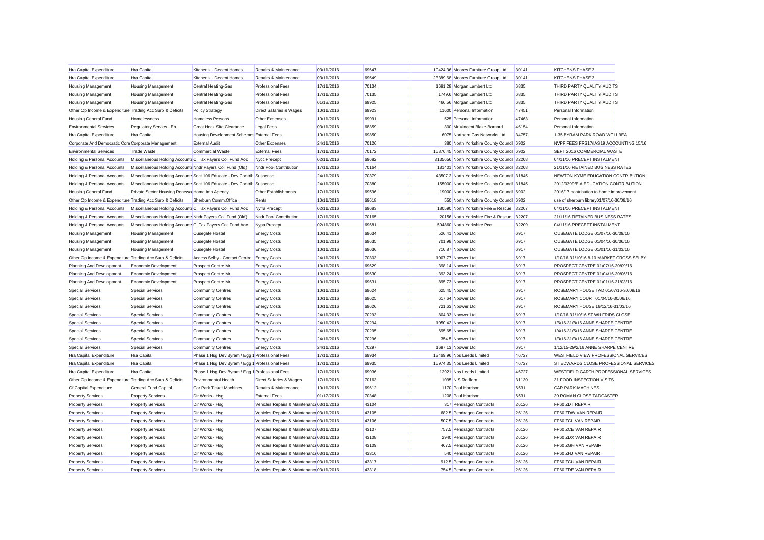| | | | | | | | | | |
|---|---|---|---|---|---|---|---|---|---|
| Hra Capital Expenditure | Hra Capital | Kitchens - Decent Homes | Repairs & Maintenance | 03/11/2016 | 69647 | 10424.36 | Moores Furniture Group Ltd | 30141 | KITCHENS PHASE 3 |
| Hra Capital Expenditure | Hra Capital | Kitchens - Decent Homes | Repairs & Maintenance | 03/11/2016 | 69649 | 23389.68 | Moores Furniture Group Ltd | 30141 | KITCHENS PHASE 3 |
| Housing Management | Housing Management | Central Heating-Gas | Professional Fees | 17/11/2016 | 70134 | 1691.28 | Morgan Lambert Ltd | 6835 | THIRD PARTY QUALITY AUDITS |
| Housing Management | Housing Management | Central Heating-Gas | Professional Fees | 17/11/2016 | 70135 | 1749.6 | Morgan Lambert Ltd | 6835 | THIRD PARTY QUALITY AUDITS |
| Housing Management | Housing Management | Central Heating-Gas | Professional Fees | 01/12/2016 | 69925 | 466.56 | Morgan Lambert Ltd | 6835 | THIRD PARTY QUALITY AUDITS |
| Other Op Income & Expenditure | Trading Acc Surp & Deficits | Policy Strategy | Direct Salaries & Wages | 10/11/2016 | 69923 | 11600 | Personal Information | 47451 | Personal Information |
| Housing General Fund | Homelessness | Homeless Persons | Other Expenses | 10/11/2016 | 69991 | 525 | Personal Information | 47463 | Personal Information |
| Environmental Services | Regulatory Servics - Eh | Great Heck Site Clearance | Legal Fees | 03/11/2016 | 68359 | 300 | Mr Vincent Blake-Barnard | 46154 | Personal Information |
| Hra Capital Expenditure | Hra Capital | Housing Development Schemes | External Fees | 10/11/2016 | 69850 | 6075 | Northern Gas Networks Ltd | 34757 | 1-35 BYRAM PARK ROAD WF11 9EA |
| Corporate And Democratic Core | Corporate Management | External Audit | Other Expenses | 24/11/2016 | 70126 | 380 | North Yorkshire County Council | 6902 | NVPF FEES FRS17/IAS19 ACCOUNTING 15/16 |
| Environmental Services | Trade Waste | Commercial Waste | External Fees | 17/11/2016 | 70172 | 15876.45 | North Yorkshire County Council | 6902 | SEPT 2016 COMMERCIAL WASTE |
| Holding & Personal Accounts | Miscellaneous Holding Accounts | C. Tax Payers Coll Fund Acc | Nycc Precept | 02/11/2016 | 69682 | 3135656 | North Yorkshire County Council | 32208 | 04/11/16 PRECEPT INSTALMENT |
| Holding & Personal Accounts | Miscellaneous Holding Accounts | Nndr Payers Coll Fund (Old) | Nndr Pool Contribution | 17/11/2016 | 70164 | 181401 | North Yorkshire County Council | 32208 | 21/11/16 RETAINED BUSINESS RATES |
| Holding & Personal Accounts | Miscellaneous Holding Accounts | Sect 106 Educate - Dev Contrib | Suspense | 24/11/2016 | 70379 | 43507.2 | North Yorkshire County Council | 31845 | NEWTON KYME EDUCATION CONTRIBUTION |
| Holding & Personal Accounts | Miscellaneous Holding Accounts | Sect 106 Educate - Dev Contrib | Suspense | 24/11/2016 | 70380 | 155000 | North Yorkshire County Council | 31845 | 2012/0399/EIA EDUCATION CONTRIBUTION |
| Housing General Fund | Private Sector Housing Renewa | Home Imp Agency | Other Establishments | 17/11/2016 | 69596 | 19000 | North Yorkshire County Council | 6902 | 2016/17 contribution to home improvement |
| Other Op Income & Expenditure | Trading Acc Surp & Deficits | Sherburn Comm.Office | Rents | 10/11/2016 | 69618 | 550 | North Yorkshire County Council | 6902 | use of sherburn library01/07/16-30/09/16 |
| Holding & Personal Accounts | Miscellaneous Holding Accounts | C. Tax Payers Coll Fund Acc | Nyfra Precept | 02/11/2016 | 69683 | 180590 | North Yorkshire Fire & Rescue | 32207 | 04/11/16 PRECEPT INSTALMENT |
| Holding & Personal Accounts | Miscellaneous Holding Accounts | Nndr Payers Coll Fund (Old) | Nndr Pool Contribution | 17/11/2016 | 70165 | 20156 | North Yorkshire Fire & Rescue | 32207 | 21/11/16 RETAINED BUSINESS RATES |
| Holding & Personal Accounts | Miscellaneous Holding Accounts | C. Tax Payers Coll Fund Acc | Nypa Precept | 02/11/2016 | 69681 | 594860 | North Yorkshire Pcc | 32209 | 04/11/16 PRECEPT INSTALMENT |
| Housing Management | Housing Management | Ousegate Hostel | Energy Costs | 10/11/2016 | 69634 | 526.41 | Npower Ltd | 6917 | OUSEGATE LODGE 01/07/16-30/09/16 |
| Housing Management | Housing Management | Ousegate Hostel | Energy Costs | 10/11/2016 | 69635 | 701.98 | Npower Ltd | 6917 | OUSEGATE LODGE 01/04/16-30/06/16 |
| Housing Management | Housing Management | Ousegate Hostel | Energy Costs | 10/11/2016 | 69636 | 710.87 | Npower Ltd | 6917 | OUSEGATE LODGE 01/01/16-31/03/16 |
| Other Op Income & Expenditure | Trading Acc Surp & Deficits | Access Selby - Contact Centre | Energy Costs | 24/11/2016 | 70303 | 1007.77 | Npower Ltd | 6917 | 1/10/16-31/10/16 8-10 MARKET CROSS SELBY |
| Planning And Development | Economic Development | Prospect Centre Mr | Energy Costs | 10/11/2016 | 69629 | 398.14 | Npower Ltd | 6917 | PROSPECT CENTRE 01/07/16-30/09/16 |
| Planning And Development | Economic Development | Prospect Centre Mr | Energy Costs | 10/11/2016 | 69630 | 393.24 | Npower Ltd | 6917 | PROSPECT CENTRE 01/04/16-30/06/16 |
| Planning And Development | Economic Development | Prospect Centre Mr | Energy Costs | 10/11/2016 | 69631 | 895.73 | Npower Ltd | 6917 | PROSPECT CENTRE 01/01/16-31/03/16 |
| Special Services | Special Services | Community Centres | Energy Costs | 10/11/2016 | 69624 | 625.45 | Npower Ltd | 6917 | ROSEMARY HOUSE TAD 01/07/16-30/09/16 |
| Special Services | Special Services | Community Centres | Energy Costs | 10/11/2016 | 69625 | 617.64 | Npower Ltd | 6917 | ROSEMARY COURT 01/04/16-30/06/16 |
| Special Services | Special Services | Community Centres | Energy Costs | 10/11/2016 | 69626 | 721.63 | Npower Ltd | 6917 | ROSEMARY HOUSE 16/12/16-31/03/16 |
| Special Services | Special Services | Community Centres | Energy Costs | 24/11/2016 | 70293 | 804.33 | Npower Ltd | 6917 | 1/10/16-31/10/16 ST WILFRIDS CLOSE |
| Special Services | Special Services | Community Centres | Energy Costs | 24/11/2016 | 70294 | 1050.42 | Npower Ltd | 6917 | 1/6/16-31/8/16 ANNE SHARPE CENTRE |
| Special Services | Special Services | Community Centres | Energy Costs | 24/11/2016 | 70295 | 695.65 | Npower Ltd | 6917 | 1/4/16-31/5/16 ANNE SHARPE CENTRE |
| Special Services | Special Services | Community Centres | Energy Costs | 24/11/2016 | 70296 | 354.5 | Npower Ltd | 6917 | 1/3/16-31/3/16 ANNE SHARPE CENTRE |
| Special Services | Special Services | Community Centres | Energy Costs | 24/11/2016 | 70297 | 1697.13 | Npower Ltd | 6917 | 1/12/15-29/2/16 ANNE SHARPE CENTRE |
| Hra Capital Expenditure | Hra Capital | Phase 1 Hsg Dev Byram / Egg 1 | Professional Fees | 17/11/2016 | 69934 | 13469.96 | Nps Leeds Limited | 46727 | WESTFIELD VIEW PROFESSIONAL SERVICES |
| Hra Capital Expenditure | Hra Capital | Phase 1 Hsg Dev Byram / Egg 1 | Professional Fees | 17/11/2016 | 69935 | 15974.35 | Nps Leeds Limited | 46727 | ST EDWARDS CLOSE PROFESSIONAL SERVICES |
| Hra Capital Expenditure | Hra Capital | Phase 1 Hsg Dev Byram / Egg 1 | Professional Fees | 17/11/2016 | 69936 | 12921 | Nps Leeds Limited | 46727 | WESTFIELD GARTH PROFESSIONAL SERVICES |
| Other Op Income & Expenditure | Trading Acc Surp & Deficits | Environmental Health | Direct Salaries & Wages | 17/11/2016 | 70163 | 1095 | N S Redfern | 31130 | 31 FOOD INSPECTION VISITS |
| Gf Capital Expenditure | General Fund Capital | Car Park Ticket Machines | Repairs & Maintenance | 10/11/2016 | 69612 | 1170 | Paul Harrison | 6531 | CAR PARK MACHINES |
| Property Services | Property Services | Dir Works - Hsg | External Fees | 01/12/2016 | 70348 | 1208 | Paul Harrison | 6531 | 30 ROMAN CLOSE TADCASTER |
| Property Services | Property Services | Dir Works - Hsg | Vehicles Repairs & Maintenance | 03/11/2016 | 43104 | 317 | Pendragon Contracts | 26126 | FP60 ZDT REPAIR |
| Property Services | Property Services | Dir Works - Hsg | Vehicles Repairs & Maintenance | 03/11/2016 | 43105 | 682.5 | Pendragon Contracts | 26126 | FP60 ZDW VAN REPAIR |
| Property Services | Property Services | Dir Works - Hsg | Vehicles Repairs & Maintenance | 03/11/2016 | 43106 | 507.5 | Pendragon Contracts | 26126 | FP60 ZCL VAN REPAIR |
| Property Services | Property Services | Dir Works - Hsg | Vehicles Repairs & Maintenance | 03/11/2016 | 43107 | 757.5 | Pendragon Contracts | 26126 | FP60 ZCE VAN REPAIR |
| Property Services | Property Services | Dir Works - Hsg | Vehicles Repairs & Maintenance | 03/11/2016 | 43108 | 2940 | Pendragon Contracts | 26126 | FP60 ZDX VAN REPAIR |
| Property Services | Property Services | Dir Works - Hsg | Vehicles Repairs & Maintenance | 03/11/2016 | 43109 | 467.5 | Pendragon Contracts | 26126 | FP60 ZGN VAN REPAIR |
| Property Services | Property Services | Dir Works - Hsg | Vehicles Repairs & Maintenance | 03/11/2016 | 43316 | 540 | Pendragon Contracts | 26126 | FP60 ZHJ VAN REPAIR |
| Property Services | Property Services | Dir Works - Hsg | Vehicles Repairs & Maintenance | 03/11/2016 | 43317 | 912.5 | Pendragon Contracts | 26126 | FP60 ZCU VAN REPAIR |
| Property Services | Property Services | Dir Works - Hsg | Vehicles Repairs & Maintenance | 03/11/2016 | 43318 | 754.5 | Pendragon Contracts | 26126 | FP60 ZDE VAN REPAIR |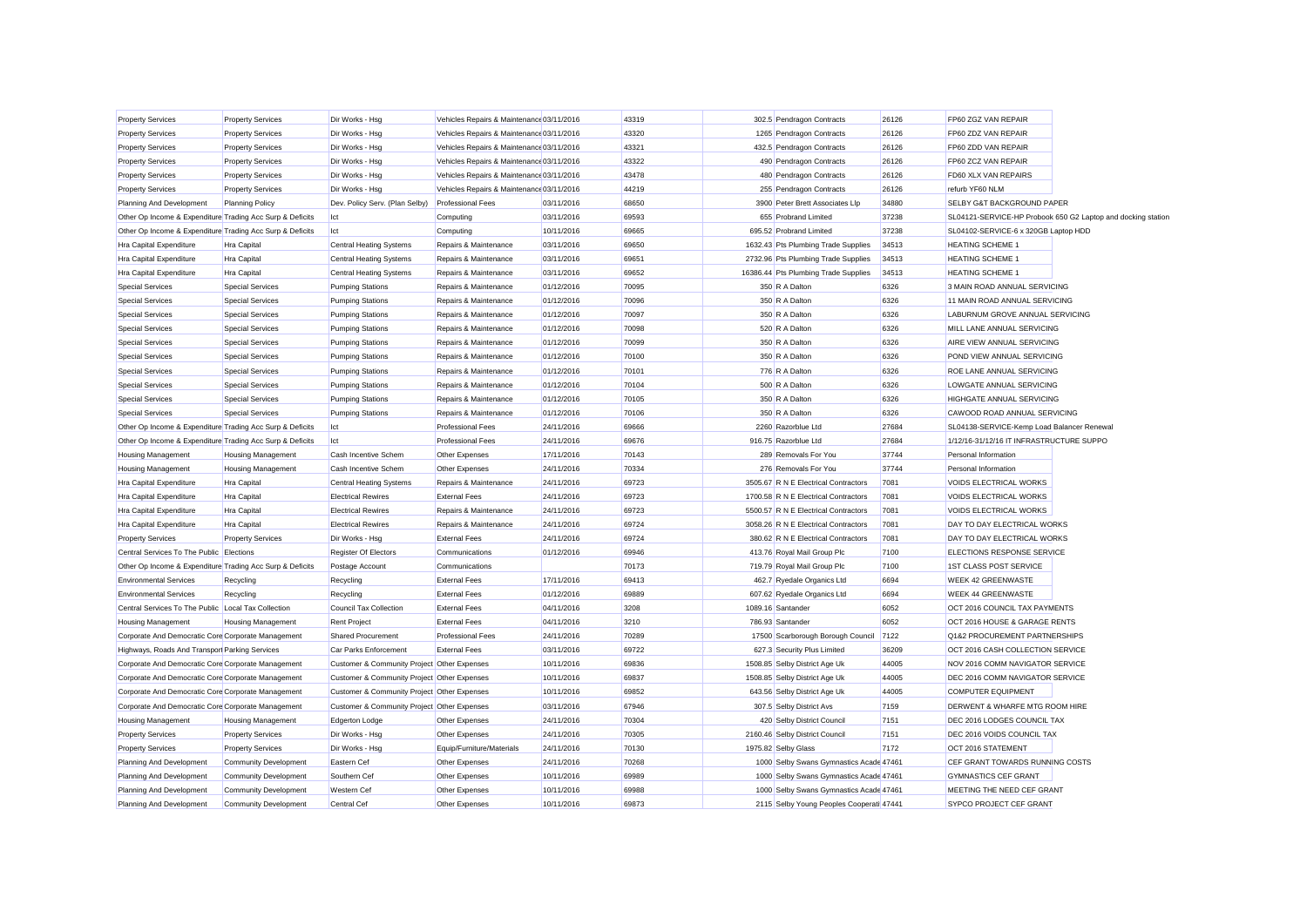| | | | | | | | | | |
|---|---|---|---|---|---|---|---|---|---|
| Property Services | Property Services | Dir Works - Hsg | Vehicles Repairs & Maintenance | 03/11/2016 | 43319 | 302.5 | Pendragon Contracts | 26126 | FP60 ZGZ VAN REPAIR |
| Property Services | Property Services | Dir Works - Hsg | Vehicles Repairs & Maintenance | 03/11/2016 | 43320 | 1265 | Pendragon Contracts | 26126 | FP60 ZDZ VAN REPAIR |
| Property Services | Property Services | Dir Works - Hsg | Vehicles Repairs & Maintenance | 03/11/2016 | 43321 | 432.5 | Pendragon Contracts | 26126 | FP60 ZDD VAN REPAIR |
| Property Services | Property Services | Dir Works - Hsg | Vehicles Repairs & Maintenance | 03/11/2016 | 43322 | 490 | Pendragon Contracts | 26126 | FP60 ZCZ VAN REPAIR |
| Property Services | Property Services | Dir Works - Hsg | Vehicles Repairs & Maintenance | 03/11/2016 | 43478 | 480 | Pendragon Contracts | 26126 | FD60 XLX VAN REPAIRS |
| Property Services | Property Services | Dir Works - Hsg | Vehicles Repairs & Maintenance | 03/11/2016 | 44219 | 255 | Pendragon Contracts | 26126 | refurb YF60 NLM |
| Planning And Development | Planning Policy | Dev. Policy Serv. (Plan Selby) | Professional Fees | 03/11/2016 | 68650 | 3900 | Peter Brett Associates Llp | 34880 | SELBY G&T BACKGROUND PAPER |
| Other Op Income & Expenditure | Trading Acc Surp & Deficits | Ict | Computing | 03/11/2016 | 69593 | 655 | Probrand Limited | 37238 | SL04121-SERVICE-HP Probook 650 G2 Laptop and docking station |
| Other Op Income & Expenditure | Trading Acc Surp & Deficits | Ict | Computing | 10/11/2016 | 69665 | 695.52 | Probrand Limited | 37238 | SL04102-SERVICE-6 x 320GB Laptop HDD |
| Hra Capital Expenditure | Hra Capital | Central Heating Systems | Repairs & Maintenance | 03/11/2016 | 69650 | 1632.43 | Pts Plumbing Trade Supplies | 34513 | HEATING SCHEME 1 |
| Hra Capital Expenditure | Hra Capital | Central Heating Systems | Repairs & Maintenance | 03/11/2016 | 69651 | 2732.96 | Pts Plumbing Trade Supplies | 34513 | HEATING SCHEME 1 |
| Hra Capital Expenditure | Hra Capital | Central Heating Systems | Repairs & Maintenance | 03/11/2016 | 69652 | 16386.44 | Pts Plumbing Trade Supplies | 34513 | HEATING SCHEME 1 |
| Special Services | Special Services | Pumping Stations | Repairs & Maintenance | 01/12/2016 | 70095 | 350 | R A Dalton | 6326 | 3 MAIN ROAD ANNUAL SERVICING |
| Special Services | Special Services | Pumping Stations | Repairs & Maintenance | 01/12/2016 | 70096 | 350 | R A Dalton | 6326 | 11 MAIN ROAD ANNUAL SERVICING |
| Special Services | Special Services | Pumping Stations | Repairs & Maintenance | 01/12/2016 | 70097 | 350 | R A Dalton | 6326 | LABURNUM GROVE ANNUAL SERVICING |
| Special Services | Special Services | Pumping Stations | Repairs & Maintenance | 01/12/2016 | 70098 | 520 | R A Dalton | 6326 | MILL LANE ANNUAL SERVICING |
| Special Services | Special Services | Pumping Stations | Repairs & Maintenance | 01/12/2016 | 70099 | 350 | R A Dalton | 6326 | AIRE VIEW ANNUAL SERVICING |
| Special Services | Special Services | Pumping Stations | Repairs & Maintenance | 01/12/2016 | 70100 | 350 | R A Dalton | 6326 | POND VIEW ANNUAL SERVICING |
| Special Services | Special Services | Pumping Stations | Repairs & Maintenance | 01/12/2016 | 70101 | 776 | R A Dalton | 6326 | ROE LANE ANNUAL SERVICING |
| Special Services | Special Services | Pumping Stations | Repairs & Maintenance | 01/12/2016 | 70104 | 500 | R A Dalton | 6326 | LOWGATE ANNUAL SERVICING |
| Special Services | Special Services | Pumping Stations | Repairs & Maintenance | 01/12/2016 | 70105 | 350 | R A Dalton | 6326 | HIGHGATE ANNUAL SERVICING |
| Special Services | Special Services | Pumping Stations | Repairs & Maintenance | 01/12/2016 | 70106 | 350 | R A Dalton | 6326 | CAWOOD ROAD ANNUAL SERVICING |
| Other Op Income & Expenditure | Trading Acc Surp & Deficits | Ict | Professional Fees | 24/11/2016 | 69666 | 2260 | Razorblue Ltd | 27684 | SL04138-SERVICE-Kemp Load Balancer Renewal |
| Other Op Income & Expenditure | Trading Acc Surp & Deficits | Ict | Professional Fees | 24/11/2016 | 69676 | 916.75 | Razorblue Ltd | 27684 | 1/12/16-31/12/16 IT INFRASTRUCTURE SUPPO |
| Housing Management | Housing Management | Cash Incentive Schem | Other Expenses | 17/11/2016 | 70143 | 289 | Removals For You | 37744 | Personal Information |
| Housing Management | Housing Management | Cash Incentive Schem | Other Expenses | 24/11/2016 | 70334 | 276 | Removals For You | 37744 | Personal Information |
| Hra Capital Expenditure | Hra Capital | Central Heating Systems | Repairs & Maintenance | 24/11/2016 | 69723 | 3505.67 | R N E Electrical Contractors | 7081 | VOIDS ELECTRICAL WORKS |
| Hra Capital Expenditure | Hra Capital | Electrical Rewires | External Fees | 24/11/2016 | 69723 | 1700.58 | R N E Electrical Contractors | 7081 | VOIDS ELECTRICAL WORKS |
| Hra Capital Expenditure | Hra Capital | Electrical Rewires | Repairs & Maintenance | 24/11/2016 | 69723 | 5500.57 | R N E Electrical Contractors | 7081 | VOIDS ELECTRICAL WORKS |
| Hra Capital Expenditure | Hra Capital | Electrical Rewires | Repairs & Maintenance | 24/11/2016 | 69724 | 3058.26 | R N E Electrical Contractors | 7081 | DAY TO DAY ELECTRICAL WORKS |
| Property Services | Property Services | Dir Works - Hsg | External Fees | 24/11/2016 | 69724 | 380.62 | R N E Electrical Contractors | 7081 | DAY TO DAY ELECTRICAL WORKS |
| Central Services To The Public | Elections | Register Of Electors | Communications | 01/12/2016 | 69946 | 413.76 | Royal Mail Group Plc | 7100 | ELECTIONS RESPONSE SERVICE |
| Other Op Income & Expenditure | Trading Acc Surp & Deficits | Postage Account | Communications | | 70173 | 719.79 | Royal Mail Group Plc | 7100 | 1ST CLASS POST SERVICE |
| Environmental Services | Recycling | Recycling | External Fees | 17/11/2016 | 69413 | 462.7 | Ryedale Organics Ltd | 6694 | WEEK 42 GREENWASTE |
| Environmental Services | Recycling | Recycling | External Fees | 01/12/2016 | 69889 | 607.62 | Ryedale Organics Ltd | 6694 | WEEK 44 GREENWASTE |
| Central Services To The Public | Local Tax Collection | Council Tax Collection | External Fees | 04/11/2016 | 3208 | 1089.16 | Santander | 6052 | OCT 2016 COUNCIL TAX PAYMENTS |
| Housing Management | Housing Management | Rent Project | External Fees | 04/11/2016 | 3210 | 786.93 | Santander | 6052 | OCT 2016 HOUSE & GARAGE RENTS |
| Corporate And Democratic Core | Corporate Management | Shared Procurement | Professional Fees | 24/11/2016 | 70289 | 17500 | Scarborough Borough Council | 7122 | Q1&2 PROCUREMENT PARTNERSHIPS |
| Highways, Roads And Transport | Parking Services | Car Parks Enforcement | External Fees | 03/11/2016 | 69722 | 627.3 | Security Plus Limited | 36209 | OCT 2016 CASH COLLECTION SERVICE |
| Corporate And Democratic Core | Corporate Management | Customer & Community Project | Other Expenses | 10/11/2016 | 69836 | 1508.85 | Selby District Age Uk | 44005 | NOV 2016 COMM NAVIGATOR SERVICE |
| Corporate And Democratic Core | Corporate Management | Customer & Community Project | Other Expenses | 10/11/2016 | 69837 | 1508.85 | Selby District Age Uk | 44005 | DEC 2016 COMM NAVIGATOR SERVICE |
| Corporate And Democratic Core | Corporate Management | Customer & Community Project | Other Expenses | 10/11/2016 | 69852 | 643.56 | Selby District Age Uk | 44005 | COMPUTER EQUIPMENT |
| Corporate And Democratic Core | Corporate Management | Customer & Community Project | Other Expenses | 03/11/2016 | 67946 | 307.5 | Selby District Avs | 7159 | DERWENT & WHARFE MTG ROOM HIRE |
| Housing Management | Housing Management | Edgerton Lodge | Other Expenses | 24/11/2016 | 70304 | 420 | Selby District Council | 7151 | DEC 2016 LODGES COUNCIL TAX |
| Property Services | Property Services | Dir Works - Hsg | Other Expenses | 24/11/2016 | 70305 | 2160.46 | Selby District Council | 7151 | DEC 2016 VOIDS COUNCIL TAX |
| Property Services | Property Services | Dir Works - Hsg | Equip/Furniture/Materials | 24/11/2016 | 70130 | 1975.82 | Selby Glass | 7172 | OCT 2016 STATEMENT |
| Planning And Development | Community Development | Eastern Cef | Other Expenses | 24/11/2016 | 70268 | 1000 | Selby Swans Gymnastics Acade | 47461 | CEF GRANT TOWARDS RUNNING COSTS |
| Planning And Development | Community Development | Southern Cef | Other Expenses | 10/11/2016 | 69989 | 1000 | Selby Swans Gymnastics Acade | 47461 | GYMNASTICS CEF GRANT |
| Planning And Development | Community Development | Western Cef | Other Expenses | 10/11/2016 | 69988 | 1000 | Selby Swans Gymnastics Acade | 47461 | MEETING THE NEED CEF GRANT |
| Planning And Development | Community Development | Central Cef | Other Expenses | 10/11/2016 | 69873 | 2115 | Selby Young Peoples Cooperati | 47441 | SYPCO PROJECT CEF GRANT |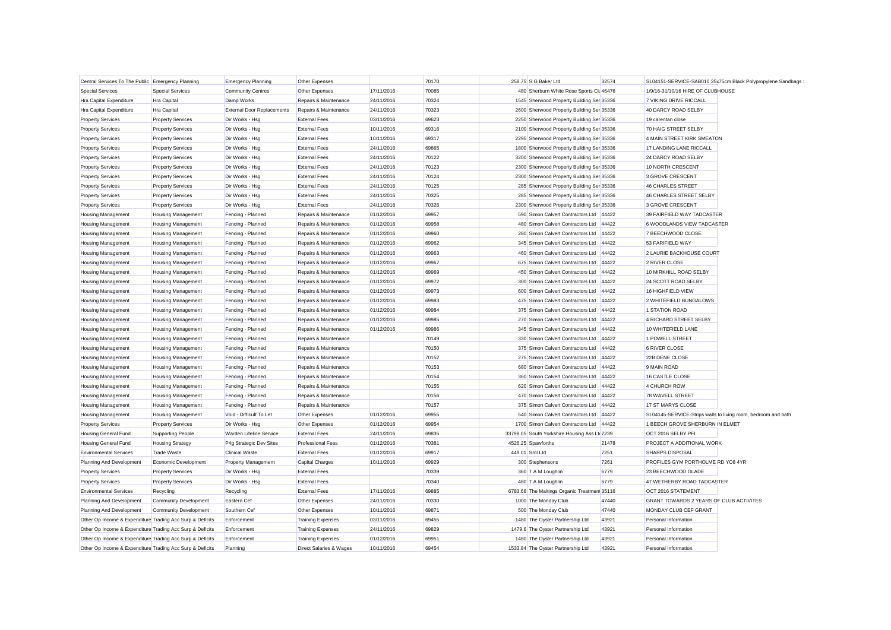| | | | | | | | | | |
|---|---|---|---|---|---|---|---|---|---|
| Central Services To The Public | Emergency Planning | Emergency Planning | Other Expenses | | 70170 | 258.75 | S G Baker Ltd | 32574 | SL04151-SERVICE-SAB010 35x75cm Black Polypropylene Sandbags : |
| Special Services | Special Services | Community Centres | Other Expenses | 17/11/2016 | 70085 | 480 | Sherburn White Rose Sports Cl | 46476 | 1/9/16-31/10/16 HIRE OF CLUBHOUSE |
| Hra Capital Expenditure | Hra Capital | Damp Works | Repairs & Maintenance | 24/11/2016 | 70324 | 1545 | Sherwood Property Building Ser | 35336 | 7 VIKING DRIVE RICCALL |
| Hra Capital Expenditure | Hra Capital | External Door Replacements | Repairs & Maintenance | 24/11/2016 | 70323 | 2600 | Sherwood Property Building Ser | 35336 | 40 DARCY ROAD SELBY |
| Property Services | Property Services | Dir Works - Hsg | External Fees | 03/11/2016 | 69623 | 2250 | Sherwood Property Building Ser | 35336 | 19 carentan close |
| Property Services | Property Services | Dir Works - Hsg | External Fees | 10/11/2016 | 69316 | 2100 | Sherwood Property Building Ser | 35336 | 70 HAIG STREET SELBY |
| Property Services | Property Services | Dir Works - Hsg | External Fees | 10/11/2016 | 69317 | 2295 | Sherwood Property Building Ser | 35336 | 4 MAIN STREET KIRK SMEATON |
| Property Services | Property Services | Dir Works - Hsg | External Fees | 24/11/2016 | 69865 | 1800 | Sherwood Property Building Ser | 35336 | 17 LANDING LANE RICCALL |
| Property Services | Property Services | Dir Works - Hsg | External Fees | 24/11/2016 | 70122 | 3200 | Sherwood Property Building Ser | 35336 | 24 DARCY ROAD SELBY |
| Property Services | Property Services | Dir Works - Hsg | External Fees | 24/11/2016 | 70123 | 2300 | Sherwood Property Building Ser | 35336 | 10 NORTH CRESCENT |
| Property Services | Property Services | Dir Works - Hsg | External Fees | 24/11/2016 | 70124 | 2300 | Sherwood Property Building Ser | 35336 | 3 GROVE CRESCENT |
| Property Services | Property Services | Dir Works - Hsg | External Fees | 24/11/2016 | 70125 | 285 | Sherwood Property Building Ser | 35336 | 46 CHARLES STREET |
| Property Services | Property Services | Dir Works - Hsg | External Fees | 24/11/2016 | 70325 | 285 | Sherwood Property Building Ser | 35336 | 46 CHARLES STREET SELBY |
| Property Services | Property Services | Dir Works - Hsg | External Fees | 24/11/2016 | 70326 | 2300 | Sherwood Property Building Ser | 35336 | 3 GROVE CRESCENT |
| Housing Management | Housing Management | Fencing - Planned | Repairs & Maintenance | 01/12/2016 | 69957 | 590 | Simon Calvert Contractors Ltd | 44422 | 39 FAIRFIELD WAY TADCASTER |
| Housing Management | Housing Management | Fencing - Planned | Repairs & Maintenance | 01/12/2016 | 69958 | 480 | Simon Calvert Contractors Ltd | 44422 | 6 WOODLANDS VIEW TADCASTER |
| Housing Management | Housing Management | Fencing - Planned | Repairs & Maintenance | 01/12/2016 | 69960 | 280 | Simon Calvert Contractors Ltd | 44422 | 7 BEECHWOOD CLOSE |
| Housing Management | Housing Management | Fencing - Planned | Repairs & Maintenance | 01/12/2016 | 69962 | 345 | Simon Calvert Contractors Ltd | 44422 | 53 FARIFIELD WAY |
| Housing Management | Housing Management | Fencing - Planned | Repairs & Maintenance | 01/12/2016 | 69963 | 460 | Simon Calvert Contractors Ltd | 44422 | 2 LAURIE BACKHOUSE COURT |
| Housing Management | Housing Management | Fencing - Planned | Repairs & Maintenance | 01/12/2016 | 69967 | 675 | Simon Calvert Contractors Ltd | 44422 | 2 RIVER CLOSE |
| Housing Management | Housing Management | Fencing - Planned | Repairs & Maintenance | 01/12/2016 | 69969 | 450 | Simon Calvert Contractors Ltd | 44422 | 10 MIRKHILL ROAD SELBY |
| Housing Management | Housing Management | Fencing - Planned | Repairs & Maintenance | 01/12/2016 | 69972 | 300 | Simon Calvert Contractors Ltd | 44422 | 24 SCOTT ROAD SELBY |
| Housing Management | Housing Management | Fencing - Planned | Repairs & Maintenance | 01/12/2016 | 69973 | 600 | Simon Calvert Contractors Ltd | 44422 | 16 HIGHFIELD VIEW |
| Housing Management | Housing Management | Fencing - Planned | Repairs & Maintenance | 01/12/2016 | 69983 | 475 | Simon Calvert Contractors Ltd | 44422 | 2 WHITEFIELD BUNGALOWS |
| Housing Management | Housing Management | Fencing - Planned | Repairs & Maintenance | 01/12/2016 | 69984 | 375 | Simon Calvert Contractors Ltd | 44422 | 1 STATION ROAD |
| Housing Management | Housing Management | Fencing - Planned | Repairs & Maintenance | 01/12/2016 | 69985 | 270 | Simon Calvert Contractors Ltd | 44422 | 4 RICHARD STREET SELBY |
| Housing Management | Housing Management | Fencing - Planned | Repairs & Maintenance | 01/12/2016 | 69986 | 345 | Simon Calvert Contractors Ltd | 44422 | 10 WHITEFIELD LANE |
| Housing Management | Housing Management | Fencing - Planned | Repairs & Maintenance | | 70149 | 330 | Simon Calvert Contractors Ltd | 44422 | 1 POWELL STREET |
| Housing Management | Housing Management | Fencing - Planned | Repairs & Maintenance | | 70150 | 375 | Simon Calvert Contractors Ltd | 44422 | 6 RIVER CLOSE |
| Housing Management | Housing Management | Fencing - Planned | Repairs & Maintenance | | 70152 | 275 | Simon Calvert Contractors Ltd | 44422 | 22B DENE CLOSE |
| Housing Management | Housing Management | Fencing - Planned | Repairs & Maintenance | | 70153 | 680 | Simon Calvert Contractors Ltd | 44422 | 9 MAIN ROAD |
| Housing Management | Housing Management | Fencing - Planned | Repairs & Maintenance | | 70154 | 360 | Simon Calvert Contractors Ltd | 44422 | 16 CASTLE CLOSE |
| Housing Management | Housing Management | Fencing - Planned | Repairs & Maintenance | | 70155 | 620 | Simon Calvert Contractors Ltd | 44422 | 4 CHURCH ROW |
| Housing Management | Housing Management | Fencing - Planned | Repairs & Maintenance | | 70156 | 470 | Simon Calvert Contractors Ltd | 44422 | 78 WAVELL STREET |
| Housing Management | Housing Management | Fencing - Planned | Repairs & Maintenance | | 70157 | 375 | Simon Calvert Contractors Ltd | 44422 | 17 ST MARYS CLOSE |
| Housing Management | Housing Management | Void - Difficult To Let | Other Expenses | 01/12/2016 | 69955 | 540 | Simon Calvert Contractors Ltd | 44422 | SL04145-SERVICE-Strips walls to living room, bedroom and bath |
| Property Services | Property Services | Dir Works - Hsg | Other Expenses | 01/12/2016 | 69954 | 1700 | Simon Calvert Contractors Ltd | 44422 | 1 BEECH GROVE SHERBURN IN ELMET |
| Housing General Fund | Supporting People | Warden Lifeline Service | External Fees | 24/11/2016 | 69835 | 33798.05 | South Yorkshire Housing Ass Ltd | 7239 | OCT 2016 SELBY PFI |
| Housing General Fund | Housing Strategy | P4g Strategic Dev Sites | Professional Fees | 01/12/2016 | 70381 | 4526.25 | Spawforths | 21478 | PROJECT A ADDITIONAL WORK |
| Environmental Services | Trade Waste | Clinical Waste | External Fees | 01/12/2016 | 69917 | 449.01 | Srcl Ltd | 7251 | SHARPS DISPOSAL |
| Planning And Development | Economic Development | Property Management | Capital Charges | 10/11/2016 | 69929 | 300 | Stephensons | 7261 | PROFILES GYM PORTHOLME RD YO8 4YR |
| Property Services | Property Services | Dir Works - Hsg | External Fees | | 70339 | 360 | T A M Loughlin | 6779 | 23 BEECHWOOD GLADE |
| Property Services | Property Services | Dir Works - Hsg | External Fees | | 70340 | 480 | T A M Loughlin | 6779 | 47 WETHERBY ROAD TADCASTER |
| Environmental Services | Recycling | Recycling | External Fees | 17/11/2016 | 69885 | 6783.68 | The Maltings Organic Treatment | 35116 | OCT 2016 STATEMENT |
| Planning And Development | Community Development | Eastern Cef | Other Expenses | 24/11/2016 | 70330 | 1000 | The Monday Club | 47440 | GRANT TOWARDS 2 YEARS OF CLUB ACTIVITES |
| Planning And Development | Community Development | Southern Cef | Other Expenses | 10/11/2016 | 69871 | 500 | The Monday Club | 47440 | MONDAY CLUB CEF GRANT |
| Other Op Income & Expenditure | Trading Acc Surp & Deficits | Enforcement | Training Expenses | 03/11/2016 | 69455 | 1480 | The Oyster Partnership Ltd | 43921 | Personal Information |
| Other Op Income & Expenditure | Trading Acc Surp & Deficits | Enforcement | Training Expenses | 24/11/2016 | 69829 | 1479.6 | The Oyster Partnership Ltd | 43921 | Personal Information |
| Other Op Income & Expenditure | Trading Acc Surp & Deficits | Enforcement | Training Expenses | 01/12/2016 | 69951 | 1480 | The Oyster Partnership Ltd | 43921 | Personal Information |
| Other Op Income & Expenditure | Trading Acc Surp & Deficits | Planning | Direct Salaries & Wages | 10/11/2016 | 69454 | 1533.84 | The Oyster Partnership Ltd | 43921 | Personal Information |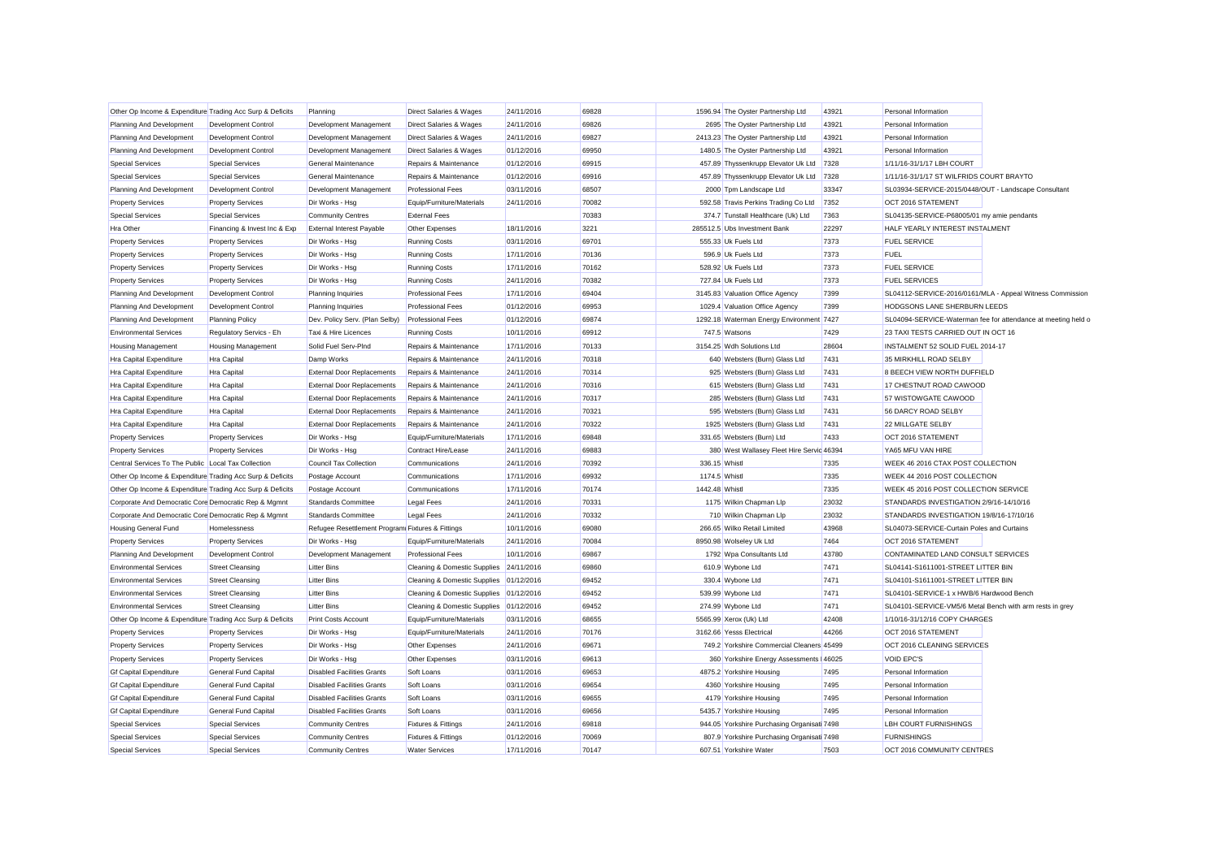| | | | | | | | | | |
|---|---|---|---|---|---|---|---|---|---|
| Other Op Income & Expenditure | Trading Acc Surp & Deficits | Planning | Direct Salaries & Wages | 24/11/2016 | 69828 | 1596.94 | The Oyster Partnership Ltd | 43921 | Personal Information |
| Planning And Development | Development Control | Development Management | Direct Salaries & Wages | 24/11/2016 | 69826 | 2695 | The Oyster Partnership Ltd | 43921 | Personal Information |
| Planning And Development | Development Control | Development Management | Direct Salaries & Wages | 24/11/2016 | 69827 | 2413.23 | The Oyster Partnership Ltd | 43921 | Personal Information |
| Planning And Development | Development Control | Development Management | Direct Salaries & Wages | 01/12/2016 | 69950 | 1480.5 | The Oyster Partnership Ltd | 43921 | Personal Information |
| Special Services | Special Services | General Maintenance | Repairs & Maintenance | 01/12/2016 | 69915 | 457.89 | Thyssenkrupp Elevator Uk Ltd | 7328 | 1/11/16-31/1/17 LBH COURT |
| Special Services | Special Services | General Maintenance | Repairs & Maintenance | 01/12/2016 | 69916 | 457.89 | Thyssenkrupp Elevator Uk Ltd | 7328 | 1/11/16-31/1/17 ST WILFRIDS COURT BRAYTO |
| Planning And Development | Development Control | Development Management | Professional Fees | 03/11/2016 | 68507 | 2000 | Tpm Landscape Ltd | 33347 | SL03934-SERVICE-2015/0448/OUT - Landscape Consultant |
| Property Services | Property Services | Dir Works - Hsg | Equip/Furniture/Materials | 24/11/2016 | 70082 | 592.58 | Travis Perkins Trading Co Ltd | 7352 | OCT 2016 STATEMENT |
| Special Services | Special Services | Community Centres | External Fees | | 70383 | 374.7 | Tunstall Healthcare (Uk) Ltd | 7363 | SL04135-SERVICE-P68005/01 my amie pendants |
| Hra Other | Financing & Invest Inc & Exp | External Interest Payable | Other Expenses | 18/11/2016 | 3221 | 285512.5 | Ubs Investment Bank | 22297 | HALF YEARLY INTEREST INSTALMENT |
| Property Services | Property Services | Dir Works - Hsg | Running Costs | 03/11/2016 | 69701 | 555.33 | Uk Fuels Ltd | 7373 | FUEL SERVICE |
| Property Services | Property Services | Dir Works - Hsg | Running Costs | 17/11/2016 | 70136 | 596.9 | Uk Fuels Ltd | 7373 | FUEL |
| Property Services | Property Services | Dir Works - Hsg | Running Costs | 17/11/2016 | 70162 | 528.92 | Uk Fuels Ltd | 7373 | FUEL SERVICE |
| Property Services | Property Services | Dir Works - Hsg | Running Costs | 24/11/2016 | 70382 | 727.84 | Uk Fuels Ltd | 7373 | FUEL SERVICES |
| Planning And Development | Development Control | Planning Inquiries | Professional Fees | 17/11/2016 | 69404 | 3145.83 | Valuation Office Agency | 7399 | SL04112-SERVICE-2016/0161/MLA - Appeal Witness Commission |
| Planning And Development | Development Control | Planning Inquiries | Professional Fees | 01/12/2016 | 69953 | 1029.4 | Valuation Office Agency | 7399 | HODGSONS LANE SHERBURN LEEDS |
| Planning And Development | Planning Policy | Dev. Policy Serv. (Plan Selby) | Professional Fees | 01/12/2016 | 69874 | 1292.18 | Waterman Energy Environment | 7427 | SL04094-SERVICE-Waterman fee for attendance at meeting held o |
| Environmental Services | Regulatory Servics - Eh | Taxi & Hire Licences | Running Costs | 10/11/2016 | 69912 | 747.5 | Watsons | 7429 | 23 TAXI TESTS CARRIED OUT IN OCT 16 |
| Housing Management | Housing Management | Solid Fuel Serv-Plnd | Repairs & Maintenance | 17/11/2016 | 70133 | 3154.25 | Wdh Solutions Ltd | 28604 | INSTALMENT 52 SOLID FUEL 2014-17 |
| Hra Capital Expenditure | Hra Capital | Damp Works | Repairs & Maintenance | 24/11/2016 | 70318 | 640 | Websters (Burn) Glass Ltd | 7431 | 35 MIRKHILL ROAD SELBY |
| Hra Capital Expenditure | Hra Capital | External Door Replacements | Repairs & Maintenance | 24/11/2016 | 70314 | 925 | Websters (Burn) Glass Ltd | 7431 | 8 BEECH VIEW NORTH DUFFIELD |
| Hra Capital Expenditure | Hra Capital | External Door Replacements | Repairs & Maintenance | 24/11/2016 | 70316 | 615 | Websters (Burn) Glass Ltd | 7431 | 17 CHESTNUT ROAD CAWOOD |
| Hra Capital Expenditure | Hra Capital | External Door Replacements | Repairs & Maintenance | 24/11/2016 | 70317 | 285 | Websters (Burn) Glass Ltd | 7431 | 57 WISTOWGATE CAWOOD |
| Hra Capital Expenditure | Hra Capital | External Door Replacements | Repairs & Maintenance | 24/11/2016 | 70321 | 595 | Websters (Burn) Glass Ltd | 7431 | 56 DARCY ROAD SELBY |
| Hra Capital Expenditure | Hra Capital | External Door Replacements | Repairs & Maintenance | 24/11/2016 | 70322 | 1925 | Websters (Burn) Glass Ltd | 7431 | 22 MILLGATE SELBY |
| Property Services | Property Services | Dir Works - Hsg | Equip/Furniture/Materials | 17/11/2016 | 69848 | 331.65 | Websters (Burn) Ltd | 7433 | OCT 2016 STATEMENT |
| Property Services | Property Services | Dir Works - Hsg | Contract Hire/Lease | 24/11/2016 | 69883 | 380 | West Wallasey Fleet Hire Servic | 46394 | YA65 MFU VAN HIRE |
| Central Services To The Public | Local Tax Collection | Council Tax Collection | Communications | 24/11/2016 | 70392 | 336.15 | Whistl | 7335 | WEEK 46 2016 CTAX POST COLLECTION |
| Other Op Income & Expenditure | Trading Acc Surp & Deficits | Postage Account | Communications | 17/11/2016 | 69932 | 1174.5 | Whistl | 7335 | WEEK 44 2016 POST COLLECTION |
| Other Op Income & Expenditure | Trading Acc Surp & Deficits | Postage Account | Communications | 17/11/2016 | 70174 | 1442.48 | Whistl | 7335 | WEEK 45 2016 POST COLLECTION SERVICE |
| Corporate And Democratic Core | Democratic Rep & Mgmnt | Standards Committee | Legal Fees | 24/11/2016 | 70331 | 1175 | Wilkin Chapman Llp | 23032 | STANDARDS INVESTIGATION 2/9/16-14/10/16 |
| Corporate And Democratic Core | Democratic Rep & Mgmnt | Standards Committee | Legal Fees | 24/11/2016 | 70332 | 710 | Wilkin Chapman Llp | 23032 | STANDARDS INVESTIGATION 19/8/16-17/10/16 |
| Housing General Fund | Homelessness | Refugee Resettlement Program | Fixtures & Fittings | 10/11/2016 | 69080 | 266.65 | Wilko Retail Limited | 43968 | SL04073-SERVICE-Curtain Poles and Curtains |
| Property Services | Property Services | Dir Works - Hsg | Equip/Furniture/Materials | 24/11/2016 | 70084 | 8950.98 | Wolseley Uk Ltd | 7464 | OCT 2016 STATEMENT |
| Planning And Development | Development Control | Development Management | Professional Fees | 10/11/2016 | 69867 | 1792 | Wpa Consultants Ltd | 43780 | CONTAMINATED LAND CONSULT SERVICES |
| Environmental Services | Street Cleansing | Litter Bins | Cleaning & Domestic Supplies | 24/11/2016 | 69860 | 610.9 | Wybone Ltd | 7471 | SL04141-S1611001-STREET LITTER BIN |
| Environmental Services | Street Cleansing | Litter Bins | Cleaning & Domestic Supplies | 01/12/2016 | 69452 | 330.4 | Wybone Ltd | 7471 | SL04101-S1611001-STREET LITTER BIN |
| Environmental Services | Street Cleansing | Litter Bins | Cleaning & Domestic Supplies | 01/12/2016 | 69452 | 539.99 | Wybone Ltd | 7471 | SL04101-SERVICE-1 x HWB/6 Hardwood Bench |
| Environmental Services | Street Cleansing | Litter Bins | Cleaning & Domestic Supplies | 01/12/2016 | 69452 | 274.99 | Wybone Ltd | 7471 | SL04101-SERVICE-VM5/6 Metal Bench with arm rests in grey |
| Other Op Income & Expenditure | Trading Acc Surp & Deficits | Print Costs Account | Equip/Furniture/Materials | 03/11/2016 | 68655 | 5565.99 | Xerox (Uk) Ltd | 42408 | 1/10/16-31/12/16 COPY CHARGES |
| Property Services | Property Services | Dir Works - Hsg | Equip/Furniture/Materials | 24/11/2016 | 70176 | 3162.66 | Yesss Electrical | 44266 | OCT 2016 STATEMENT |
| Property Services | Property Services | Dir Works - Hsg | Other Expenses | 24/11/2016 | 69671 | 749.2 | Yorkshire Commercial Cleaners | 45499 | OCT 2016 CLEANING SERVICES |
| Property Services | Property Services | Dir Works - Hsg | Other Expenses | 03/11/2016 | 69613 | 360 | Yorkshire Energy Assessments | 46025 | VOID EPC'S |
| Gf Capital Expenditure | General Fund Capital | Disabled Facilities Grants | Soft Loans | 03/11/2016 | 69653 | 4875.2 | Yorkshire Housing | 7495 | Personal Information |
| Gf Capital Expenditure | General Fund Capital | Disabled Facilities Grants | Soft Loans | 03/11/2016 | 69654 | 4360 | Yorkshire Housing | 7495 | Personal Information |
| Gf Capital Expenditure | General Fund Capital | Disabled Facilities Grants | Soft Loans | 03/11/2016 | 69655 | 4179 | Yorkshire Housing | 7495 | Personal Information |
| Gf Capital Expenditure | General Fund Capital | Disabled Facilities Grants | Soft Loans | 03/11/2016 | 69656 | 5435.7 | Yorkshire Housing | 7495 | Personal Information |
| Special Services | Special Services | Community Centres | Fixtures & Fittings | 24/11/2016 | 69818 | 944.05 | Yorkshire Purchasing Organisati | 7498 | LBH COURT FURNISHINGS |
| Special Services | Special Services | Community Centres | Fixtures & Fittings | 01/12/2016 | 70069 | 807.9 | Yorkshire Purchasing Organisati | 7498 | FURNISHINGS |
| Special Services | Special Services | Community Centres | Water Services | 17/11/2016 | 70147 | 607.51 | Yorkshire Water | 7503 | OCT 2016 COMMUNITY CENTRES |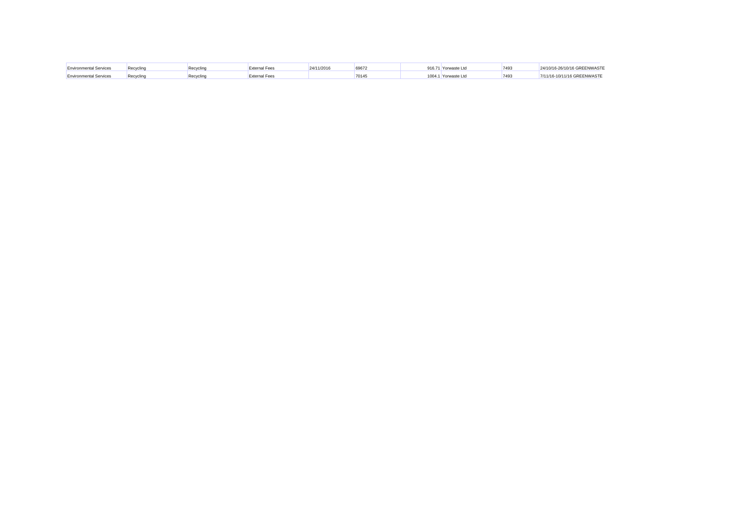| | | | | | | | | | |
|---|---|---|---|---|---|---|---|---|---|
| Environmental Services | Recycling | Recycling | External Fees | 24/11/2016 | 69672 | 916.71 | Yorwaste Ltd | 7493 | 24/10/16-26/10/16 GREENWASTE |
| Environmental Services | Recycling | Recycling | External Fees | | 70145 | 1004.1 | Yorwaste Ltd | 7493 | 7/11/16-10/11/16 GREENWASTE |